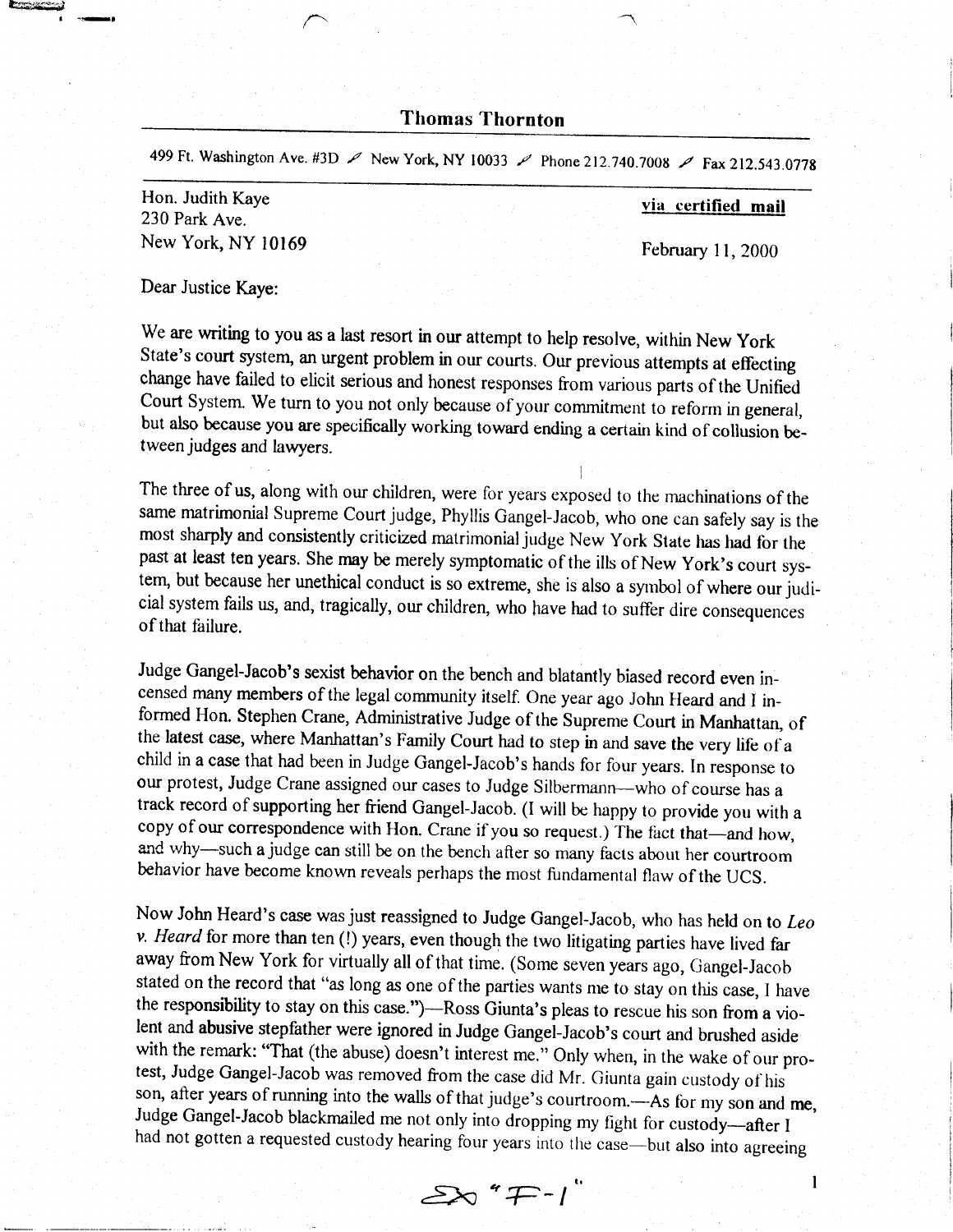**Thomas Thornton**

499 Ft. Washington Ave. #3D ⁄ New York, NY 10033 ⁄ Phone 212.740.7008 ⁄ Fax 212.543.0778

Hon. Judith Kaye
230 Park Ave.
New York, NY 10169

**via certified mail**

February 11, 2000

Dear Justice Kaye:

We are writing to you as a last resort in our attempt to help resolve, within New York State's court system, an urgent problem in our courts. Our previous attempts at effecting change have failed to elicit serious and honest responses from various parts of the Unified Court System. We turn to you not only because of your commitment to reform in general, but also because you are specifically working toward ending a certain kind of collusion between judges and lawyers.

The three of us, along with our children, were for years exposed to the machinations of the same matrimonial Supreme Court judge, Phyllis Gangel-Jacob, who one can safely say is the most sharply and consistently criticized matrimonial judge New York State has had for the past at least ten years. She may be merely symptomatic of the ills of New York's court system, but because her unethical conduct is so extreme, she is also a symbol of where our judicial system fails us, and, tragically, our children, who have had to suffer dire consequences of that failure.

Judge Gangel-Jacob's sexist behavior on the bench and blatantly biased record even incensed many members of the legal community itself. One year ago John Heard and I informed Hon. Stephen Crane, Administrative Judge of the Supreme Court in Manhattan, of the latest case, where Manhattan's Family Court had to step in and save the very life of a child in a case that had been in Judge Gangel-Jacob's hands for four years. In response to our protest, Judge Crane assigned our cases to Judge Silbermann—who of course has a track record of supporting her friend Gangel-Jacob. (I will be happy to provide you with a copy of our correspondence with Hon. Crane if you so request.) The fact that—and how, and why—such a judge can still be on the bench after so many facts about her courtroom behavior have become known reveals perhaps the most fundamental flaw of the UCS.

Now John Heard's case was just reassigned to Judge Gangel-Jacob, who has held on to *Leo v. Heard* for more than ten (!) years, even though the two litigating parties have lived far away from New York for virtually all of that time. (Some seven years ago, Gangel-Jacob stated on the record that "as long as one of the parties wants me to stay on this case, I have the responsibility to stay on this case.")—Ross Giunta's pleas to rescue his son from a violent and abusive stepfather were ignored in Judge Gangel-Jacob's court and brushed aside with the remark: "That (the abuse) doesn't interest me." Only when, in the wake of our protest, Judge Gangel-Jacob was removed from the case did Mr. Giunta gain custody of his son, after years of running into the walls of that judge's courtroom.—As for my son and me, Judge Gangel-Jacob blackmailed me not only into dropping my fight for custody—after I had not gotten a requested custody hearing four years into the case—but also into agreeing

Ex "F-1"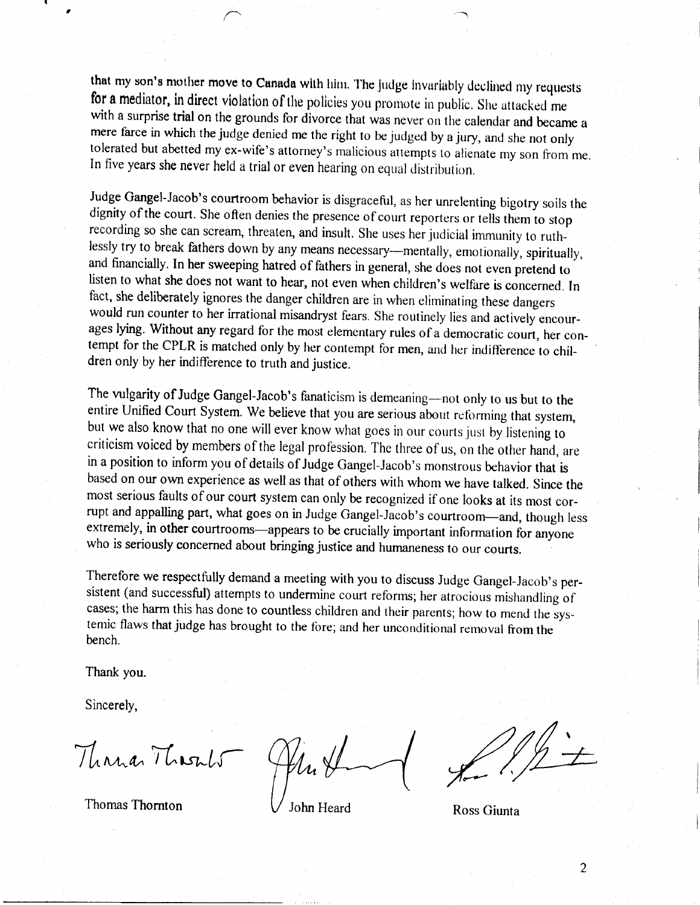that my son's mother move to Canada with him. The judge invariably declined my requests for a mediator, in direct violation of the policies you promote in public. She attacked me with a surprise trial on the grounds for divorce that was never on the calendar and became a mere farce in which the judge denied me the right to be judged by a jury, and she not only tolerated but abetted my ex-wife's attorney's malicious attempts to alienate my son from me. In five years she never held a trial or even hearing on equal distribution.

Judge Gangel-Jacob's courtroom behavior is disgraceful, as her unrelenting bigotry soils the dignity of the court. She often denies the presence of court reporters or tells them to stop recording so she can scream, threaten, and insult. She uses her judicial immunity to ruthlessly try to break fathers down by any means necessary—mentally, emotionally, spiritually, and financially. In her sweeping hatred of fathers in general, she does not even pretend to listen to what she does not want to hear, not even when children's welfare is concerned. In fact, she deliberately ignores the danger children are in when eliminating these dangers would run counter to her irrational misandryst fears. She routinely lies and actively encourages lying. Without any regard for the most elementary rules of a democratic court, her contempt for the CPLR is matched only by her contempt for men, and her indifference to children only by her indifference to truth and justice.

The vulgarity of Judge Gangel-Jacob's fanaticism is demeaning—not only to us but to the entire Unified Court System. We believe that you are serious about reforming that system, but we also know that no one will ever know what goes in our courts just by listening to criticism voiced by members of the legal profession. The three of us, on the other hand, are in a position to inform you of details of Judge Gangel-Jacob's monstrous behavior that is based on our own experience as well as that of others with whom we have talked. Since the most serious faults of our court system can only be recognized if one looks at its most corrupt and appalling part, what goes on in Judge Gangel-Jacob's courtroom—and, though less extremely, in other courtrooms—appears to be crucially important information for anyone who is seriously concerned about bringing justice and humaneness to our courts.

Therefore we respectfully demand a meeting with you to discuss Judge Gangel-Jacob's persistent (and successful) attempts to undermine court reforms; her atrocious mishandling of cases; the harm this has done to countless children and their parents; how to mend the systemic flaws that judge has brought to the fore; and her unconditional removal from the bench.

Thank you.

Sincerely,

Thomas Thornton    John Heard    Ross Giunta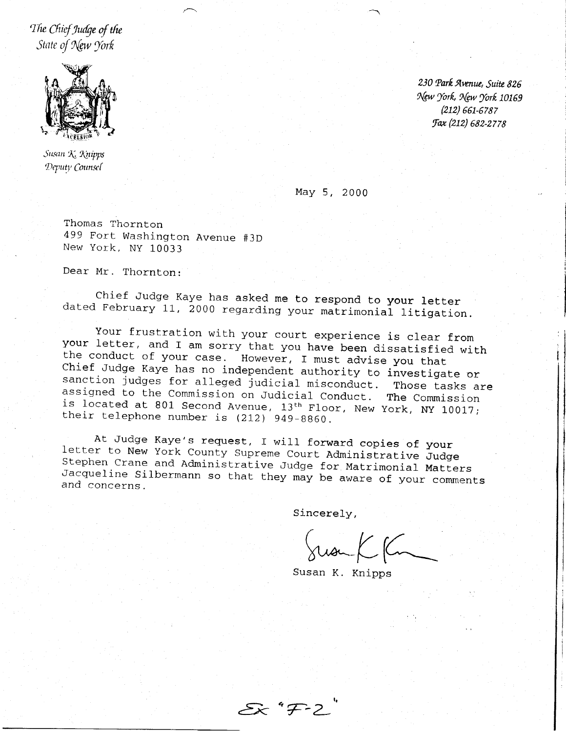*The Chief Judge of the State of New York*

*Susan K. Knipps*
*Deputy Counsel*

*230 Park Avenue, Suite 826*
*New York, New York 10169*
*(212) 661-6787*
*Fax (212) 682-2778*

May 5, 2000

Thomas Thornton
499 Fort Washington Avenue #3D
New York, NY 10033

Dear Mr. Thornton:

Chief Judge Kaye has asked me to respond to your letter dated February 11, 2000 regarding your matrimonial litigation.

Your frustration with your court experience is clear from your letter, and I am sorry that you have been dissatisfied with the conduct of your case. However, I must advise you that Chief Judge Kaye has no independent authority to investigate or sanction judges for alleged judicial misconduct. Those tasks are assigned to the Commission on Judicial Conduct. The Commission is located at 801 Second Avenue, 13th Floor, New York, NY 10017; their telephone number is (212) 949-8860.

At Judge Kaye's request, I will forward copies of your letter to New York County Supreme Court Administrative Judge Stephen Crane and Administrative Judge for Matrimonial Matters Jacqueline Silbermann so that they may be aware of your comments and concerns.

Sincerely,

Susan K. Knipps

Ex "F-2"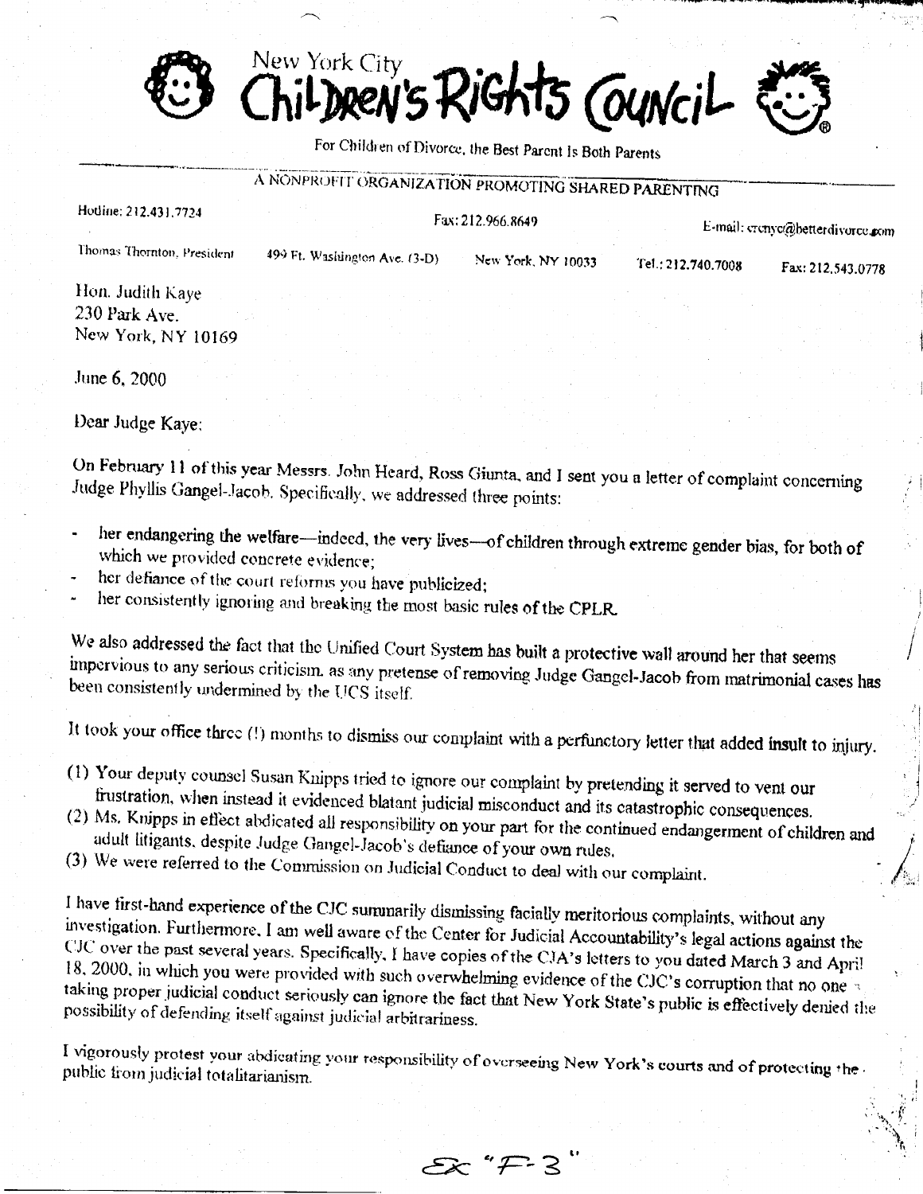# New York City Children's Rights Council

For Children of Divorce, the Best Parent Is Both Parents

A NONPROFIT ORGANIZATION PROMOTING SHARED PARENTING

Hotline: 212.431.7724 Fax: 212.966.8649 E-mail: crcnyc@betterdivorce.com

Thomas Thornton, President 499 Ft. Washington Ave. (3-D) New York, NY 10033 Tel.: 212.740.7008 Fax: 212.543.0778

Hon. Judith Kaye
230 Park Ave.
New York, NY 10169

June 6, 2000

Dear Judge Kaye:

On February 11 of this year Messrs. John Heard, Ross Giunta, and I sent you a letter of complaint concerning Judge Phyllis Gangel-Jacob. Specifically, we addressed three points:

- her endangering the welfare—indeed, the very lives—of children through extreme gender bias, for both of which we provided concrete evidence;
- her defiance of the court reforms you have publicized;
- her consistently ignoring and breaking the most basic rules of the CPLR.

We also addressed the fact that the Unified Court System has built a protective wall around her that seems impervious to any serious criticism, as any pretense of removing Judge Gangel-Jacob from matrimonial cases has been consistently undermined by the UCS itself.

It took your office three (!) months to dismiss our complaint with a perfunctory letter that added insult to injury.

(1) Your deputy counsel Susan Knipps tried to ignore our complaint by pretending it served to vent our frustration, when instead it evidenced blatant judicial misconduct and its catastrophic consequences.
(2) Ms. Knipps in effect abdicated all responsibility on your part for the continued endangerment of children and adult litigants, despite Judge Gangel-Jacob's defiance of your own rules.
(3) We were referred to the Commission on Judicial Conduct to deal with our complaint.

I have first-hand experience of the CJC summarily dismissing facially meritorious complaints, without any investigation. Furthermore, I am well aware of the Center for Judicial Accountability's legal actions against the CJC over the past several years. Specifically, I have copies of the CJA's letters to you dated March 3 and April 18, 2000, in which you were provided with such overwhelming evidence of the CJC's corruption that no one taking proper judicial conduct seriously can ignore the fact that New York State's public is effectively denied the possibility of defending itself against judicial arbitrariness.

I vigorously protest your abdicating your responsibility of overseeing New York's courts and of protecting the public from judicial totalitarianism.

Ex "F-3"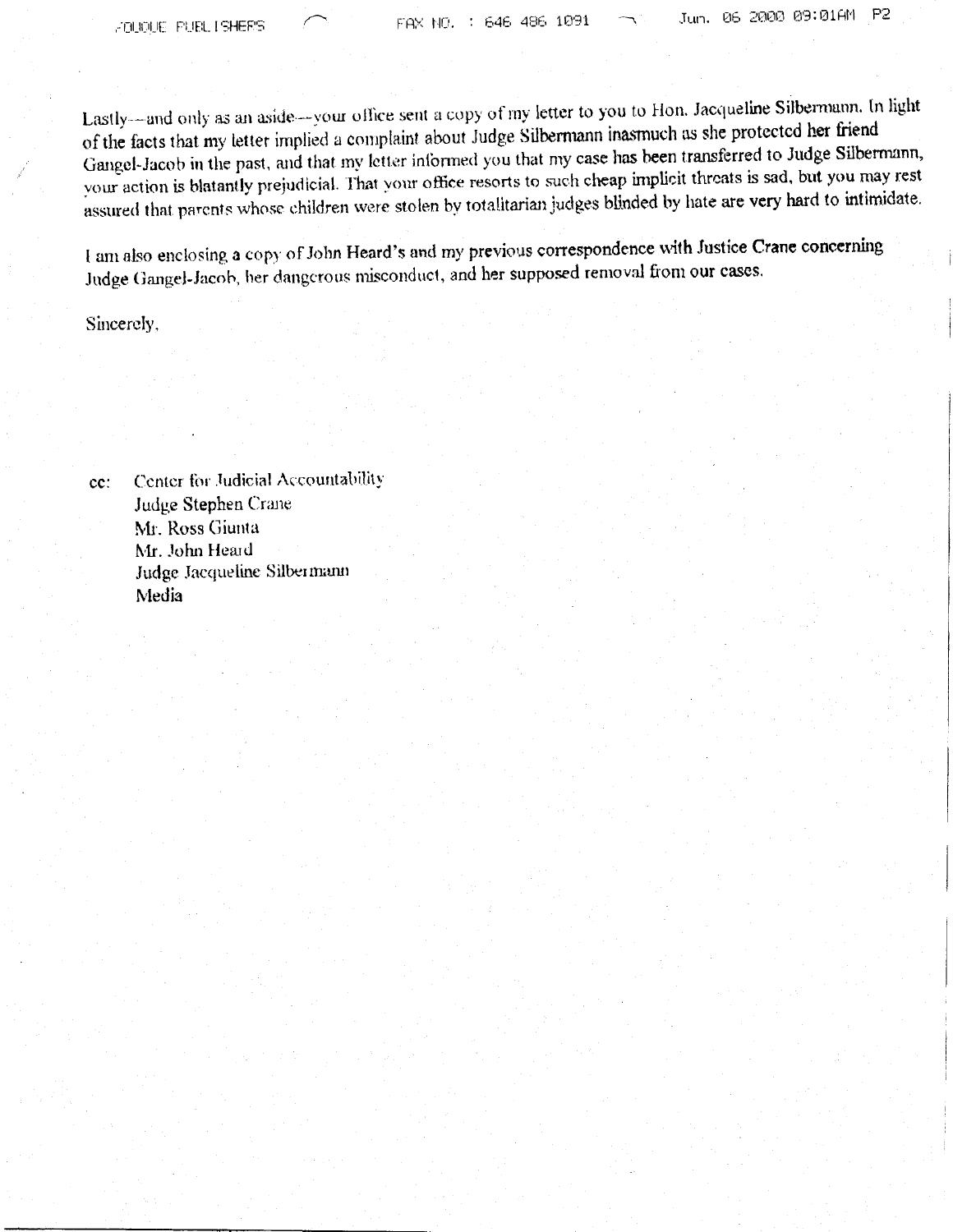Lastly—and only as an aside—your office sent a copy of my letter to you to Hon. Jacqueline Silbermann. In light of the facts that my letter implied a complaint about Judge Silbermann inasmuch as she protected her friend Gangel-Jacob in the past, and that my letter informed you that my case has been transferred to Judge Silbermann, your action is blatantly prejudicial. That your office resorts to such cheap implicit threats is sad, but you may rest assured that parents whose children were stolen by totalitarian judges blinded by hate are very hard to intimidate.

I am also enclosing a copy of John Heard's and my previous correspondence with Justice Crane concerning Judge Gangel-Jacob, her dangerous misconduct, and her supposed removal from our cases.

Sincerely,

cc: Center for Judicial Accountability
Judge Stephen Crane
Mr. Ross Giunta
Mr. John Heard
Judge Jacqueline Silbermann
Media